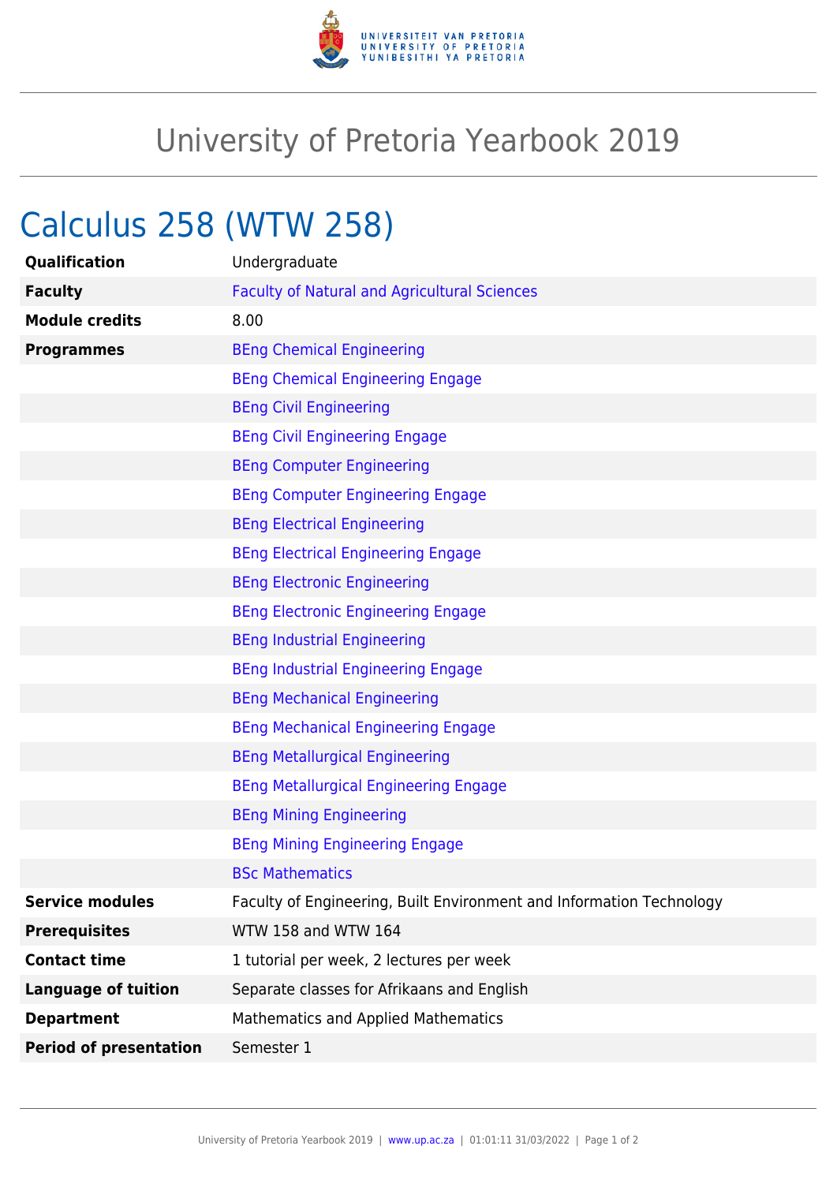# University of Pretoria Yearbook 2019

## Calculus 258 (WTW 258)

| | |
|---|---|
| **Qualification** | Undergraduate |
| **Faculty** | Faculty of Natural and Agricultural Sciences |
| **Module credits** | 8.00 |
| **Programmes** | BEng Chemical Engineering |
| | BEng Chemical Engineering Engage |
| | BEng Civil Engineering |
| | BEng Civil Engineering Engage |
| | BEng Computer Engineering |
| | BEng Computer Engineering Engage |
| | BEng Electrical Engineering |
| | BEng Electrical Engineering Engage |
| | BEng Electronic Engineering |
| | BEng Electronic Engineering Engage |
| | BEng Industrial Engineering |
| | BEng Industrial Engineering Engage |
| | BEng Mechanical Engineering |
| | BEng Mechanical Engineering Engage |
| | BEng Metallurgical Engineering |
| | BEng Metallurgical Engineering Engage |
| | BEng Mining Engineering |
| | BEng Mining Engineering Engage |
| | BSc Mathematics |
| **Service modules** | Faculty of Engineering, Built Environment and Information Technology |
| **Prerequisites** | WTW 158 and WTW 164 |
| **Contact time** | 1 tutorial per week, 2 lectures per week |
| **Language of tuition** | Separate classes for Afrikaans and English |
| **Department** | Mathematics and Applied Mathematics |
| **Period of presentation** | Semester 1 |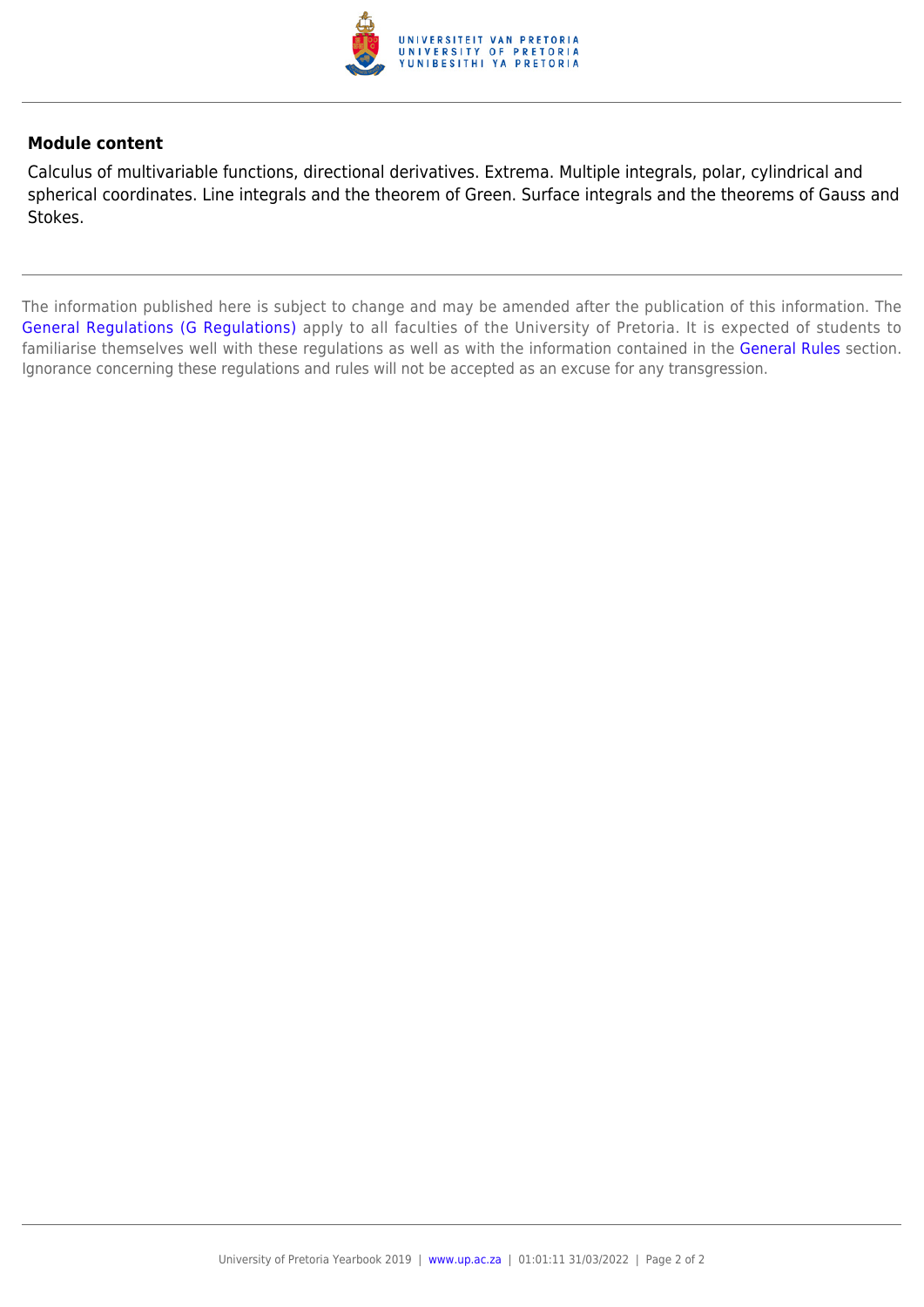**Module content**

Calculus of multivariable functions, directional derivatives. Extrema. Multiple integrals, polar, cylindrical and spherical coordinates. Line integrals and the theorem of Green. Surface integrals and the theorems of Gauss and Stokes.

The information published here is subject to change and may be amended after the publication of this information. The General Regulations (G Regulations) apply to all faculties of the University of Pretoria. It is expected of students to familiarise themselves well with these regulations as well as with the information contained in the General Rules section. Ignorance concerning these regulations and rules will not be accepted as an excuse for any transgression.